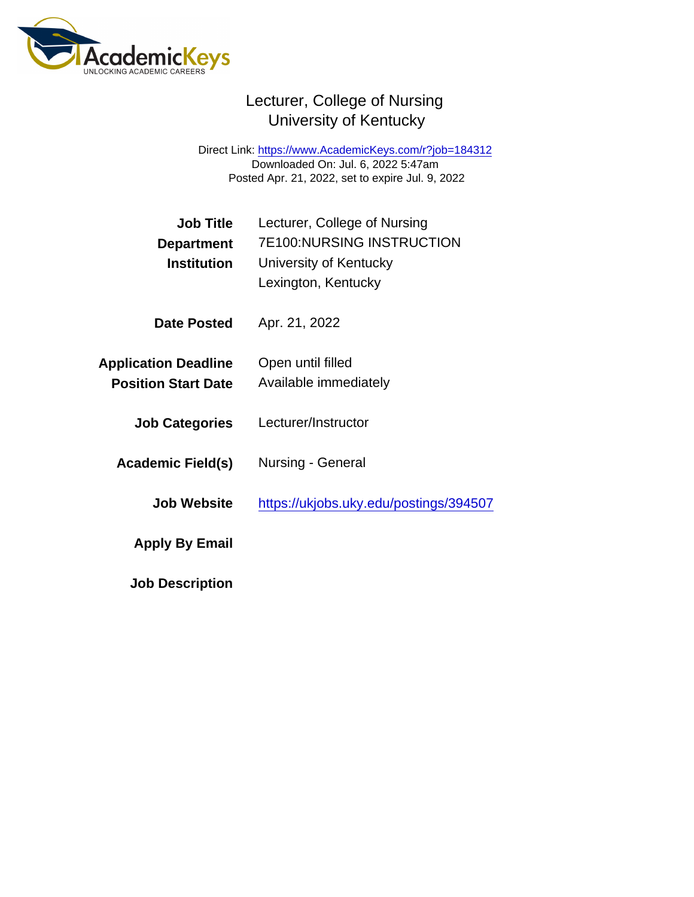AcademicKeys
UNLOCKING ACADEMIC CAREERS

# Lecturer, College of Nursing
## University of Kentucky

Direct Link: https://www.AcademicKeys.com/r?job=184312
Downloaded On: Jul. 6, 2022 5:47am
Posted Apr. 21, 2022, set to expire Jul. 9, 2022

**Job Title** Lecturer, College of Nursing
**Department** 7E100:NURSING INSTRUCTION
**Institution** University of Kentucky
Lexington, Kentucky

**Date Posted** Apr. 21, 2022

**Application Deadline** Open until filled
**Position Start Date** Available immediately

**Job Categories** Lecturer/Instructor

**Academic Field(s)** Nursing - General

**Job Website** https://ukjobs.uky.edu/postings/394507

**Apply By Email**

**Job Description**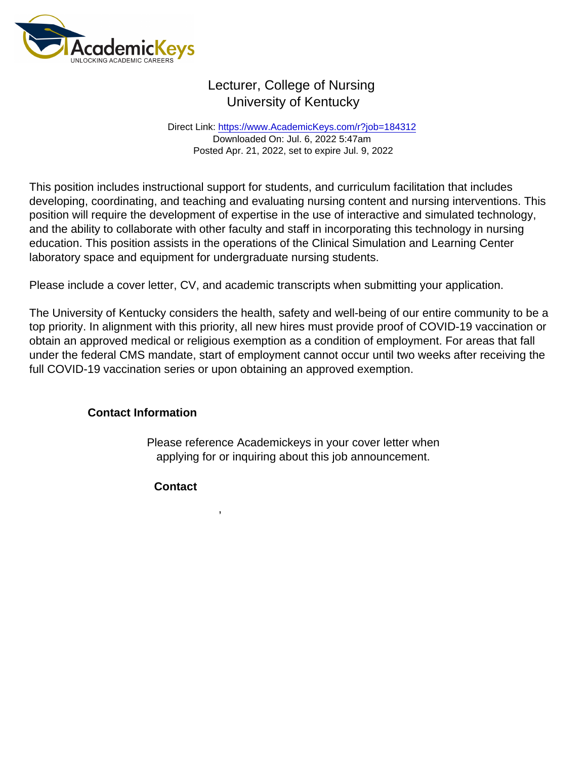# Lecturer, College of Nursing
University of Kentucky

Direct Link: https://www.AcademicKeys.com/r?job=184312
Downloaded On: Jul. 6, 2022 5:47am
Posted Apr. 21, 2022, set to expire Jul. 9, 2022

This position includes instructional support for students, and curriculum facilitation that includes developing, coordinating, and teaching and evaluating nursing content and nursing interventions. This position will require the development of expertise in the use of interactive and simulated technology, and the ability to collaborate with other faculty and staff in incorporating this technology in nursing education. This position assists in the operations of the Clinical Simulation and Learning Center laboratory space and equipment for undergraduate nursing students.

Please include a cover letter, CV, and academic transcripts when submitting your application.

The University of Kentucky considers the health, safety and well-being of our entire community to be a top priority. In alignment with this priority, all new hires must provide proof of COVID-19 vaccination or obtain an approved medical or religious exemption as a condition of employment. For areas that fall under the federal CMS mandate, start of employment cannot occur until two weeks after receiving the full COVID-19 vaccination series or upon obtaining an approved exemption.

**Contact Information**

Please reference Academickeys in your cover letter when applying for or inquiring about this job announcement.

**Contact**

,